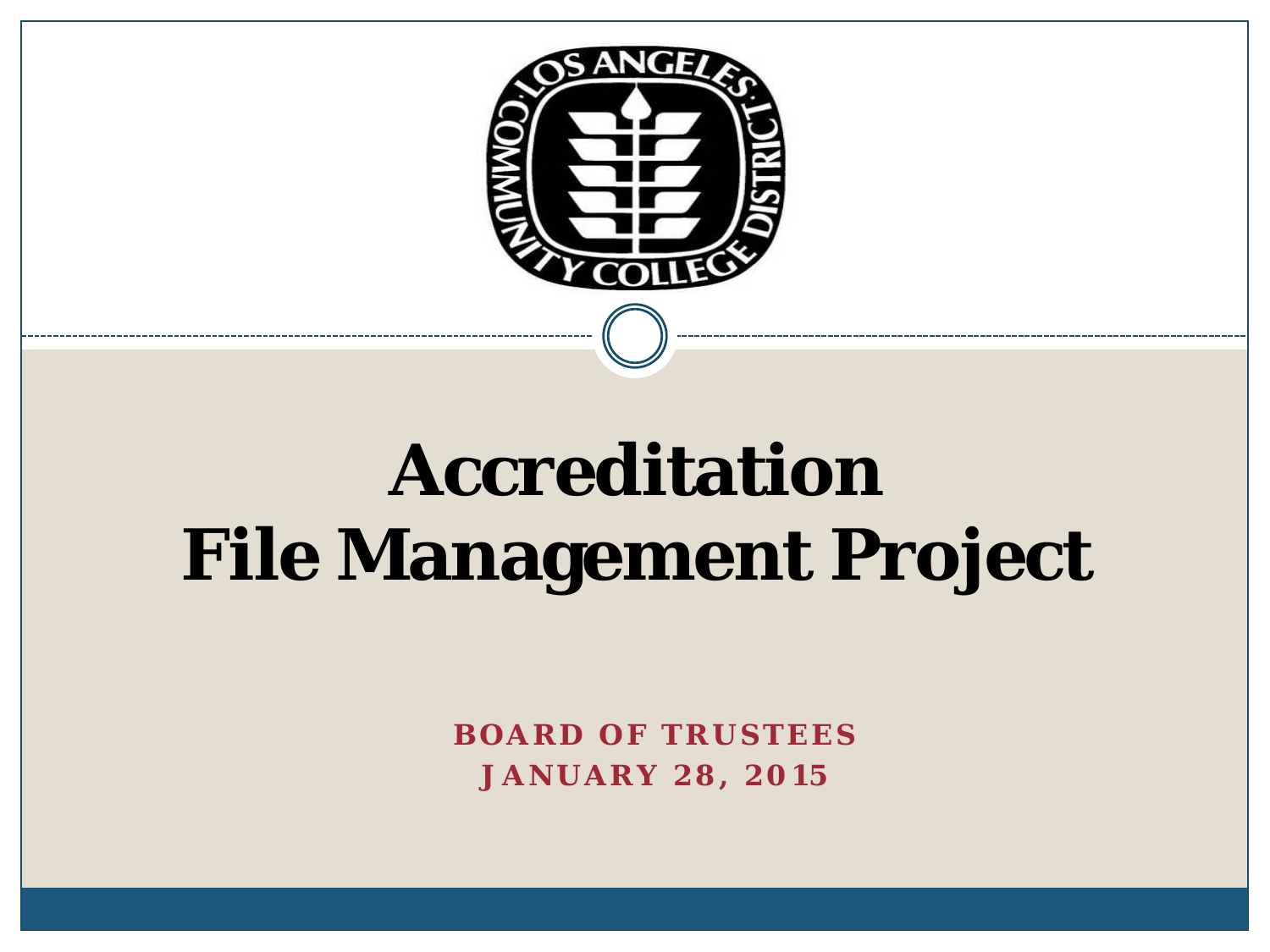# Accreditation File Management Project

**BOARD OF TRUSTEES**
**JANUARY 28, 2015**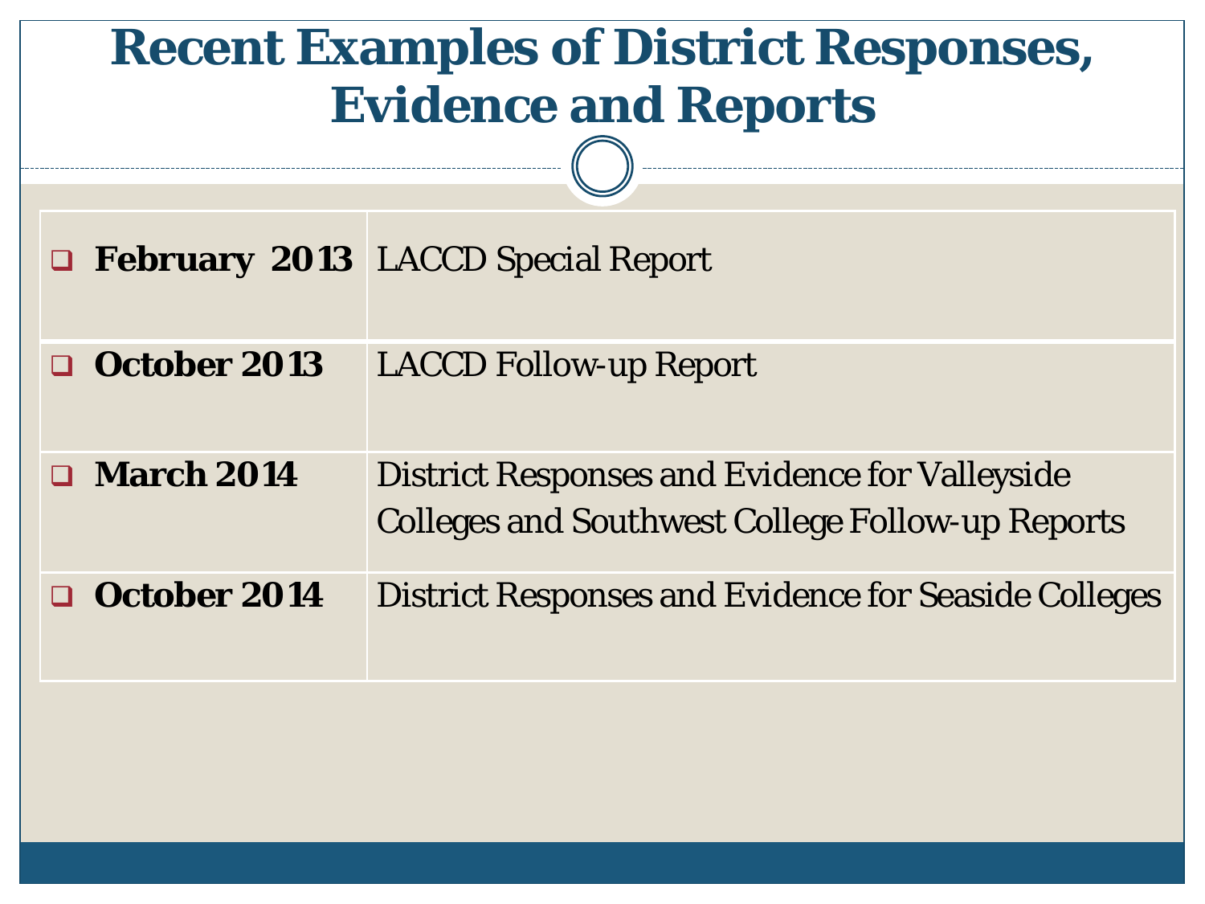# Recent Examples of District Responses, Evidence and Reports

| | |
|---|---|
| **February 2013** | LACCD Special Report |
| **October 2013** | LACCD Follow-up Report |
| **March 2014** | District Responses and Evidence for Valleyside Colleges and Southwest College Follow-up Reports |
| **October 2014** | District Responses and Evidence for Seaside Colleges |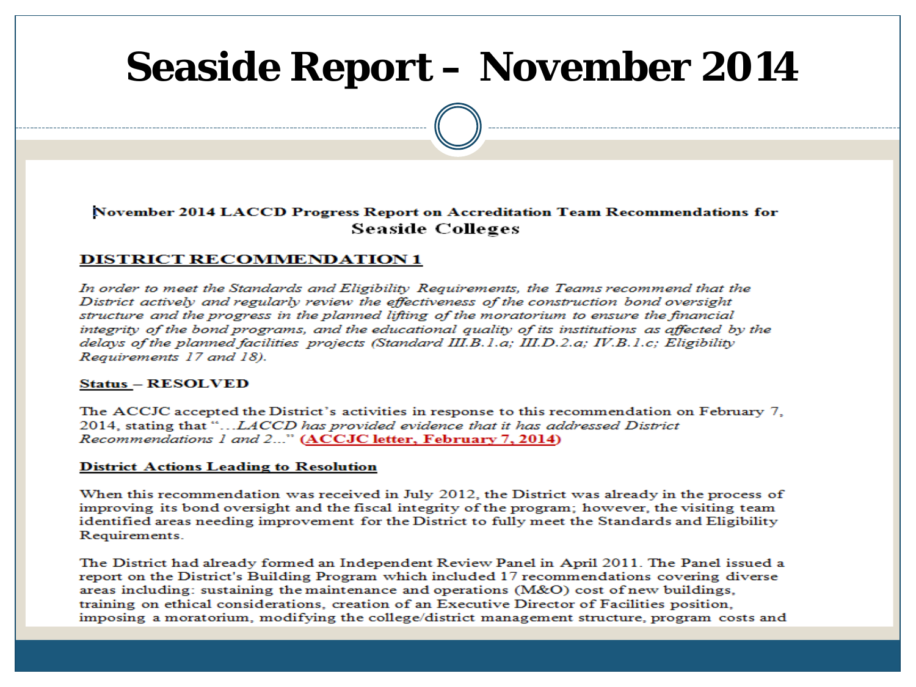# Seaside Report – November 2014

**November 2014 LACCD Progress Report on Accreditation Team Recommendations for Seaside Colleges**

**DISTRICT RECOMMENDATION 1**

*In order to meet the Standards and Eligibility Requirements, the Teams recommend that the District actively and regularly review the effectiveness of the construction bond oversight structure and the progress in the planned lifting of the moratorium to ensure the financial integrity of the bond programs, and the educational quality of its institutions as affected by the delays of the planned facilities projects (Standard III.B.1.a; III.D.2.a; IV.B.1.c; Eligibility Requirements 17 and 18).*

**Status – RESOLVED**

The ACCJC accepted the District's activities in response to this recommendation on February 7, 2014, stating that "*…LACCD has provided evidence that it has addressed District Recommendations 1 and 2…*" **(ACCJC letter, February 7, 2014)**

**District Actions Leading to Resolution**

When this recommendation was received in July 2012, the District was already in the process of improving its bond oversight and the fiscal integrity of the program; however, the visiting team identified areas needing improvement for the District to fully meet the Standards and Eligibility Requirements.

The District had already formed an Independent Review Panel in April 2011. The Panel issued a report on the District's Building Program which included 17 recommendations covering diverse areas including: sustaining the maintenance and operations (M&O) cost of new buildings, training on ethical considerations, creation of an Executive Director of Facilities position, imposing a moratorium, modifying the college/district management structure, program costs and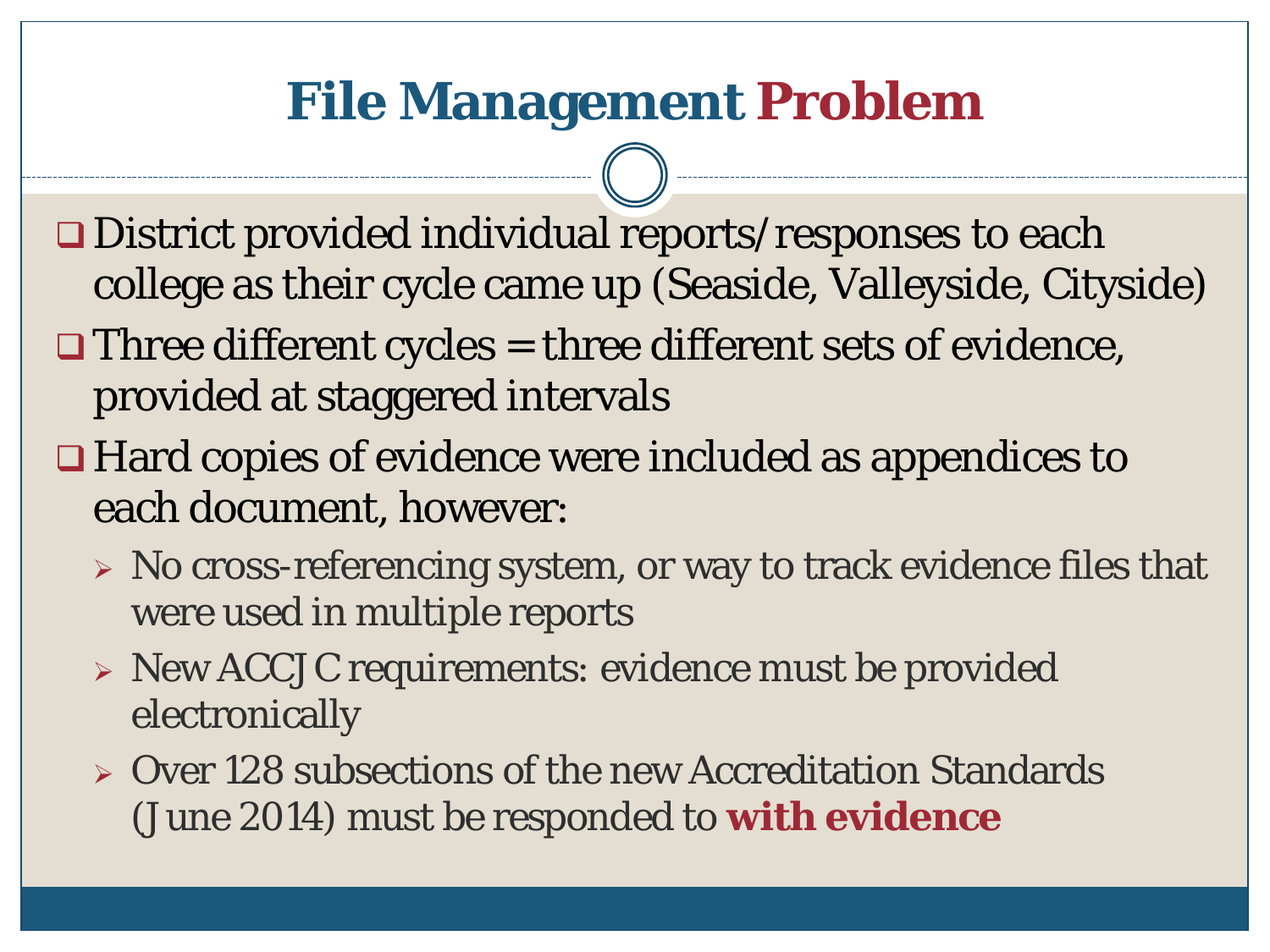# File Management Problem

- District provided individual reports/responses to each college as their cycle came up (Seaside, Valleyside, Cityside)
- Three different cycles = three different sets of evidence, provided at staggered intervals
- Hard copies of evidence were included as appendices to each document, however:
  - No cross-referencing system, or way to track evidence files that were used in multiple reports
  - New ACCJC requirements: evidence must be provided electronically
  - Over 128 subsections of the new Accreditation Standards (June 2014) must be responded to **with evidence**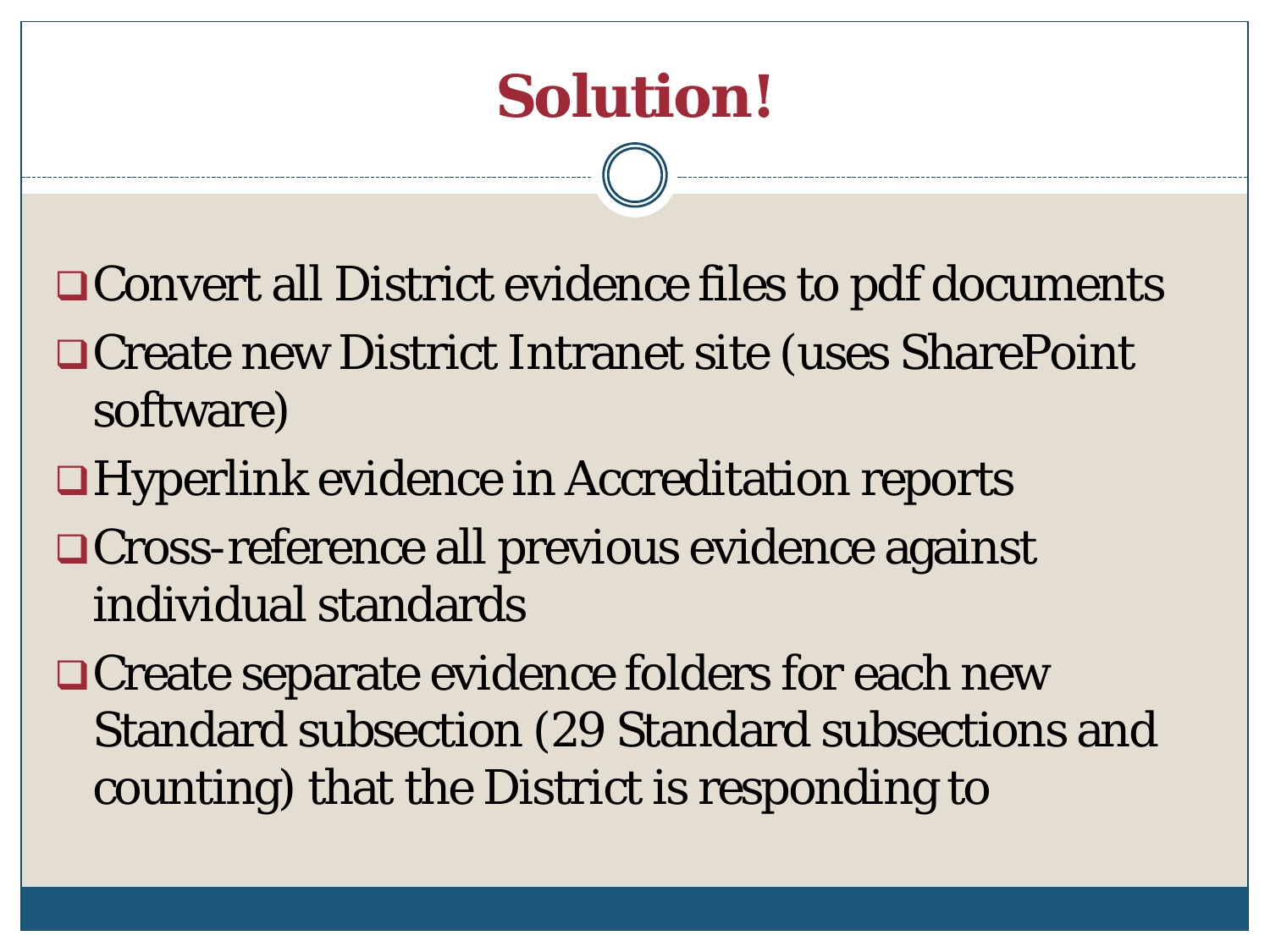# Solution!

- Convert all District evidence files to pdf documents
- Create new District Intranet site (uses SharePoint software)
- Hyperlink evidence in Accreditation reports
- Cross-reference all previous evidence against individual standards
- Create separate evidence folders for each new Standard subsection (29 Standard subsections and counting) that the District is responding to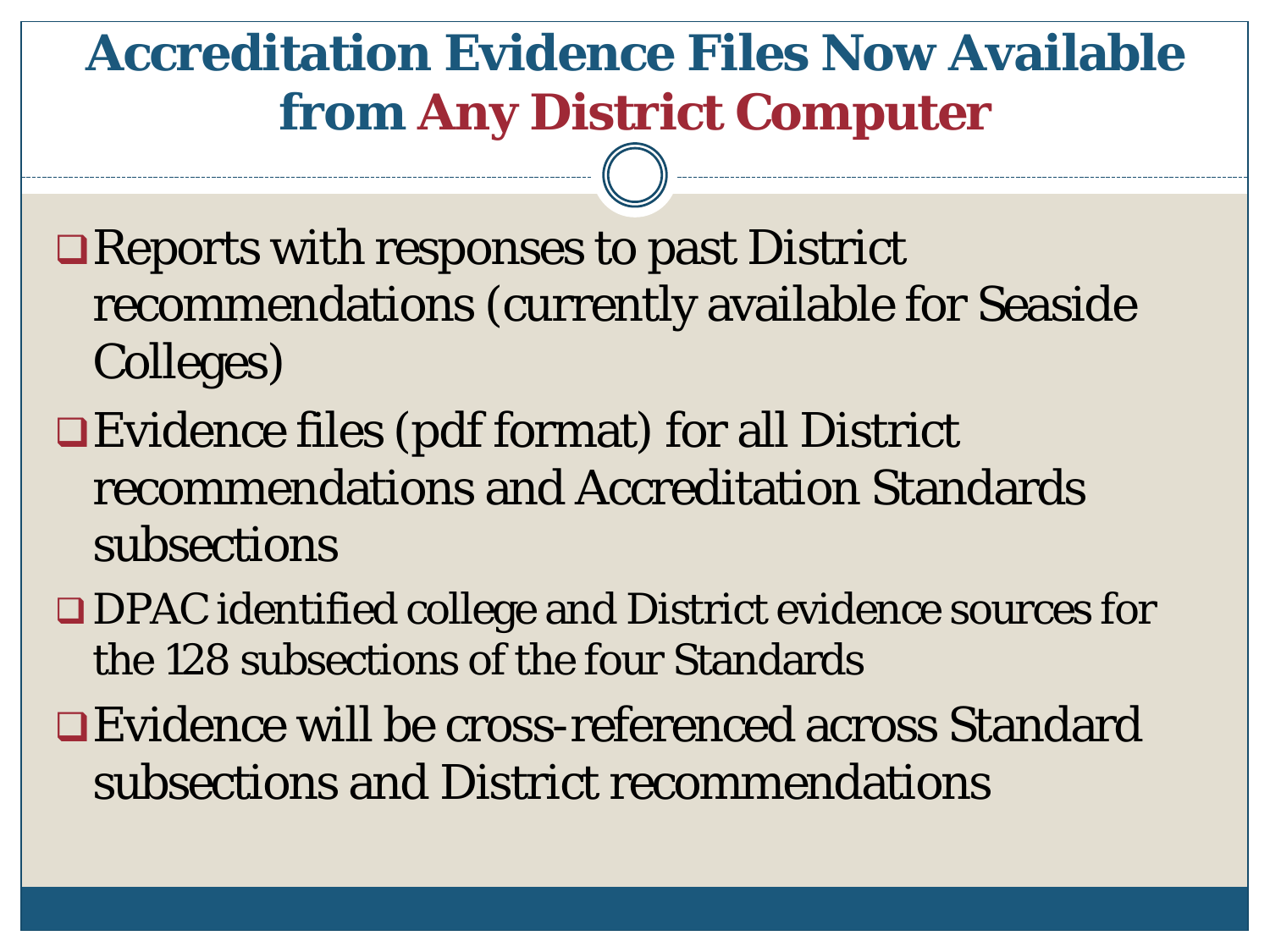# Accreditation Evidence Files Now Available from Any District Computer

- Reports with responses to past District recommendations (currently available for Seaside Colleges)
- Evidence files (pdf format) for all District recommendations and Accreditation Standards subsections
- DPAC identified college and District evidence sources for the 128 subsections of the four Standards
- Evidence will be cross-referenced across Standard subsections and District recommendations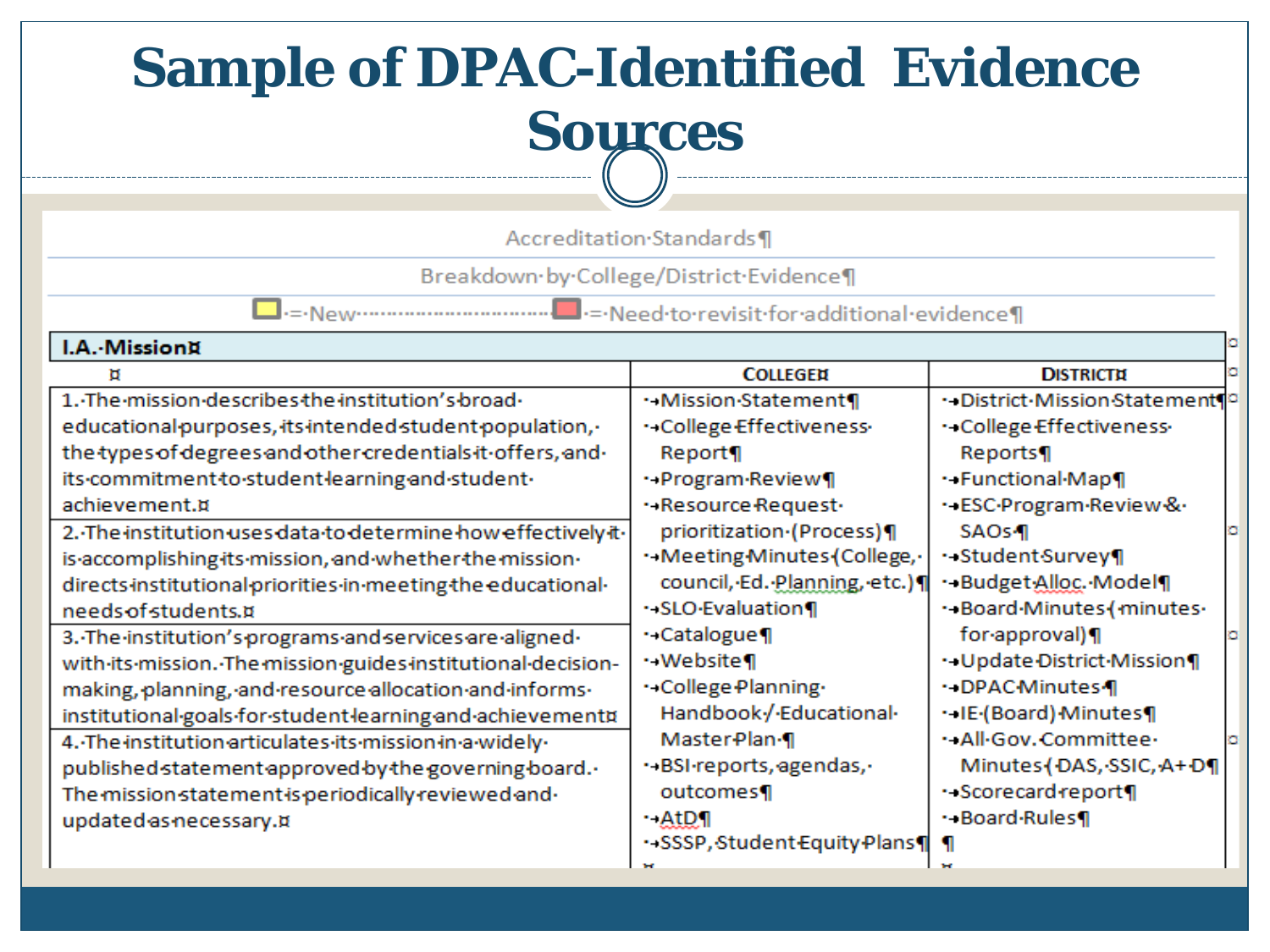# Sample of DPAC-Identified Evidence Sources

Accreditation Standards

Breakdown by College/District Evidence

= New = Need to revisit for additional evidence

| I.A. Mission | | |
|---|---|---|
| | COLLEGE | DISTRICT |
| 1. The mission describes the institution's broad educational purposes, its intended student population, the types of degrees and other credentials it offers, and its commitment to student learning and student achievement. | • Mission Statement<br>• College Effectiveness Report<br>• Program Review<br>• Resource Request prioritization (Process)<br>• Meeting Minutes (College, council, Ed. Planning, etc.)<br>• SLO Evaluation<br>• Catalogue<br>• Website<br>• College Planning Handbook / Educational Master Plan<br>• BSI reports, agendas, outcomes<br>• AtD<br>• SSSP, Student Equity Plans | • District Mission Statement<br>• College Effectiveness Reports<br>• Functional Map<br>• ESC Program Review & SAOs<br>• Student Survey<br>• Budget Alloc. Model<br>• Board Minutes (minutes for approval)<br>• Update District Mission<br>• DPAC Minutes<br>• IE (Board) Minutes<br>• All Gov. Committee Minutes (DAS, SSIC, A+D<br>• Scorecard report<br>• Board Rules |
| 2. The institution uses data to determine how effectively it is accomplishing its mission, and whether the mission directs institutional priorities in meeting the educational needs of students. | | |
| 3. The institution's programs and services are aligned with its mission. The mission guides institutional decision-making, planning, and resource allocation and informs institutional goals for student learning and achievement | | |
| 4. The institution articulates its mission in a widely published statement approved by the governing board. The mission statement is periodically reviewed and updated as necessary. | | |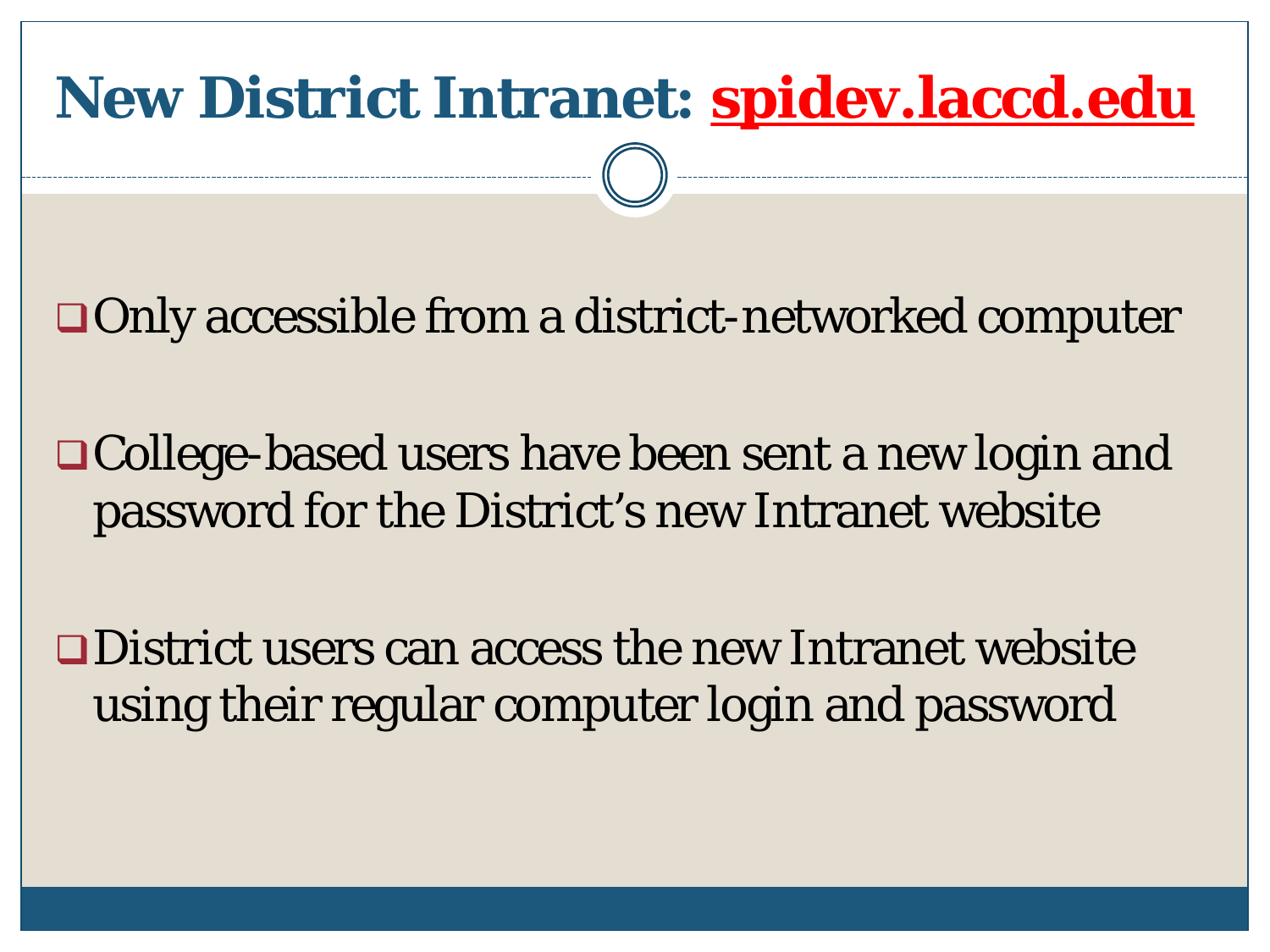# New District Intranet: spidev.laccd.edu

- Only accessible from a district-networked computer
- College-based users have been sent a new login and password for the District's new Intranet website
- District users can access the new Intranet website using their regular computer login and password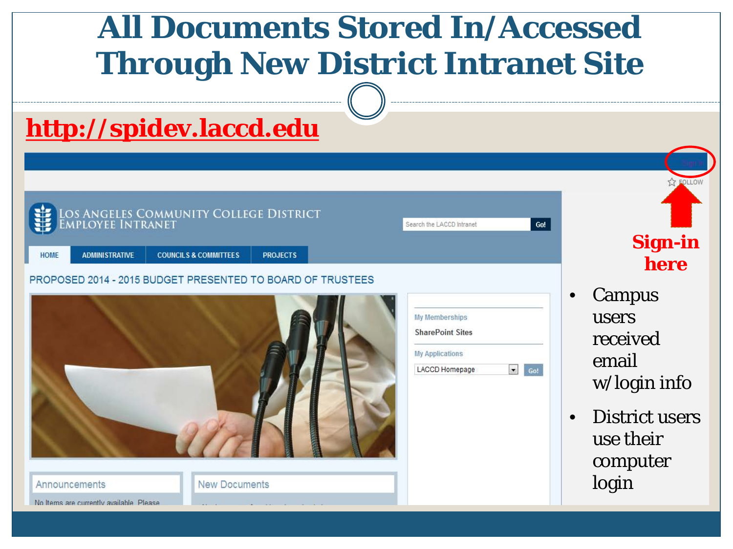# All Documents Stored In/Accessed Through New District Intranet Site

http://spidev.laccd.edu

**Sign-in here**

- Campus users received email w/login info
- District users use their computer login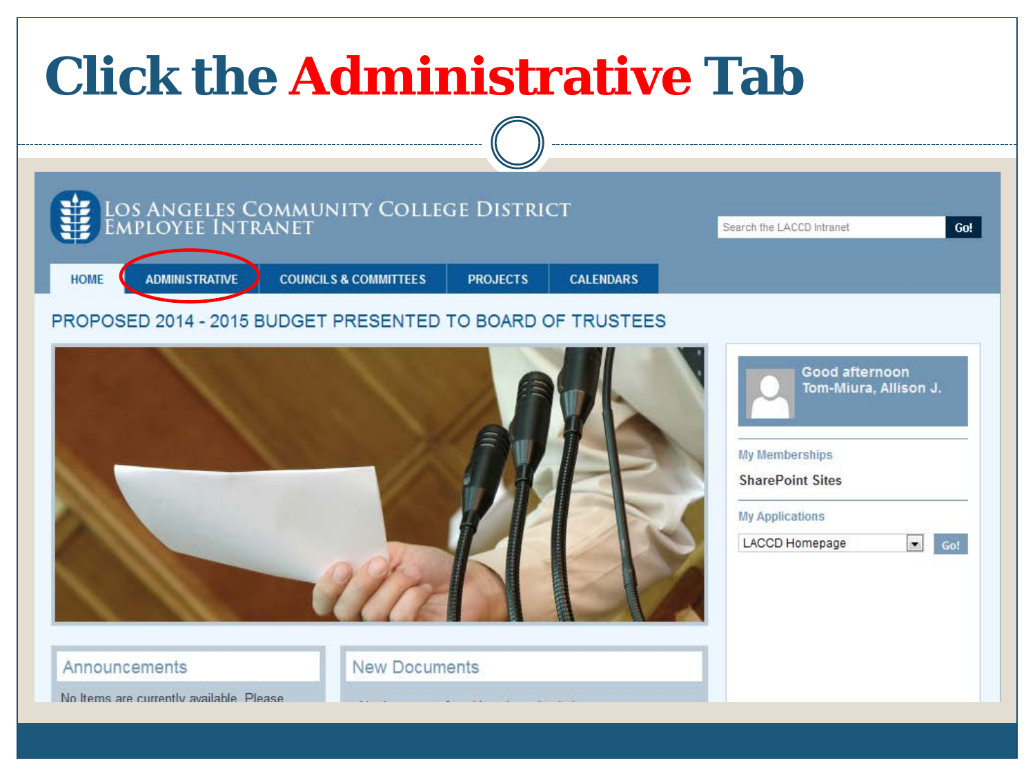# Click the Administrative Tab

LOS ANGELES COMMUNITY COLLEGE DISTRICT
EMPLOYEE INTRANET

Search the LACCD Intranet Go!

HOME | ADMINISTRATIVE | COUNCILS & COMMITTEES | PROJECTS | CALENDARS

PROPOSED 2014 - 2015 BUDGET PRESENTED TO BOARD OF TRUSTEES

Good afternoon
Tom-Miura, Allison J.

My Memberships

SharePoint Sites

My Applications

LACCD Homepage Go!

Announcements

No Items are currently available. Please

New Documents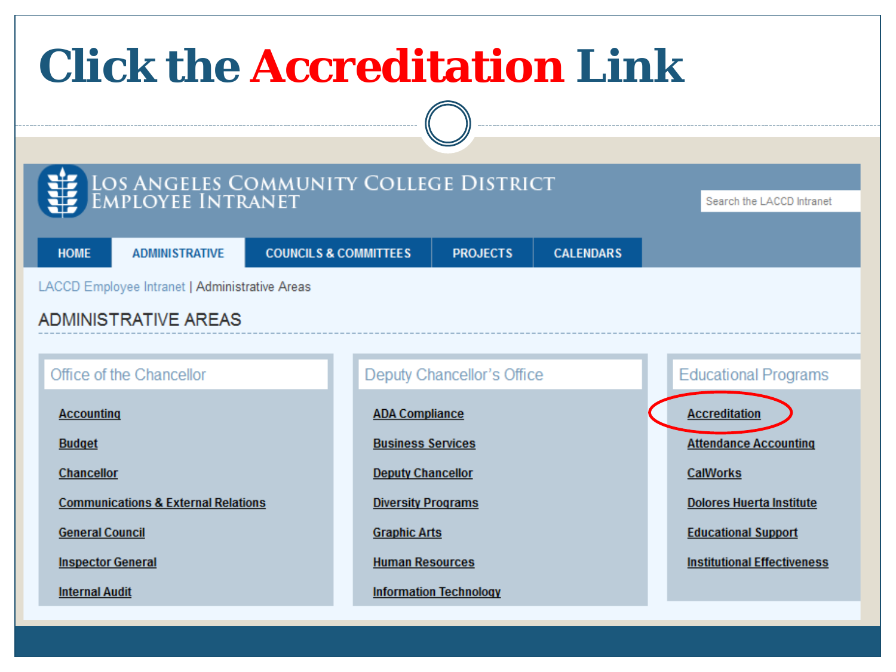# Click the Accreditation Link

LOS ANGELES COMMUNITY COLLEGE DISTRICT
EMPLOYEE INTRANET

Search the LACCD Intranet

HOME | ADMINISTRATIVE | COUNCILS & COMMITTEES | PROJECTS | CALENDARS

LACCD Employee Intranet | Administrative Areas

## ADMINISTRATIVE AREAS

### Office of the Chancellor

- Accounting
- Budget
- Chancellor
- Communications & External Relations
- General Council
- Inspector General
- Internal Audit

### Deputy Chancellor's Office

- ADA Compliance
- Business Services
- Deputy Chancellor
- Diversity Programs
- Graphic Arts
- Human Resources
- Information Technology

### Educational Programs

- Accreditation
- Attendance Accounting
- CalWorks
- Dolores Huerta Institute
- Educational Support
- Institutional Effectiveness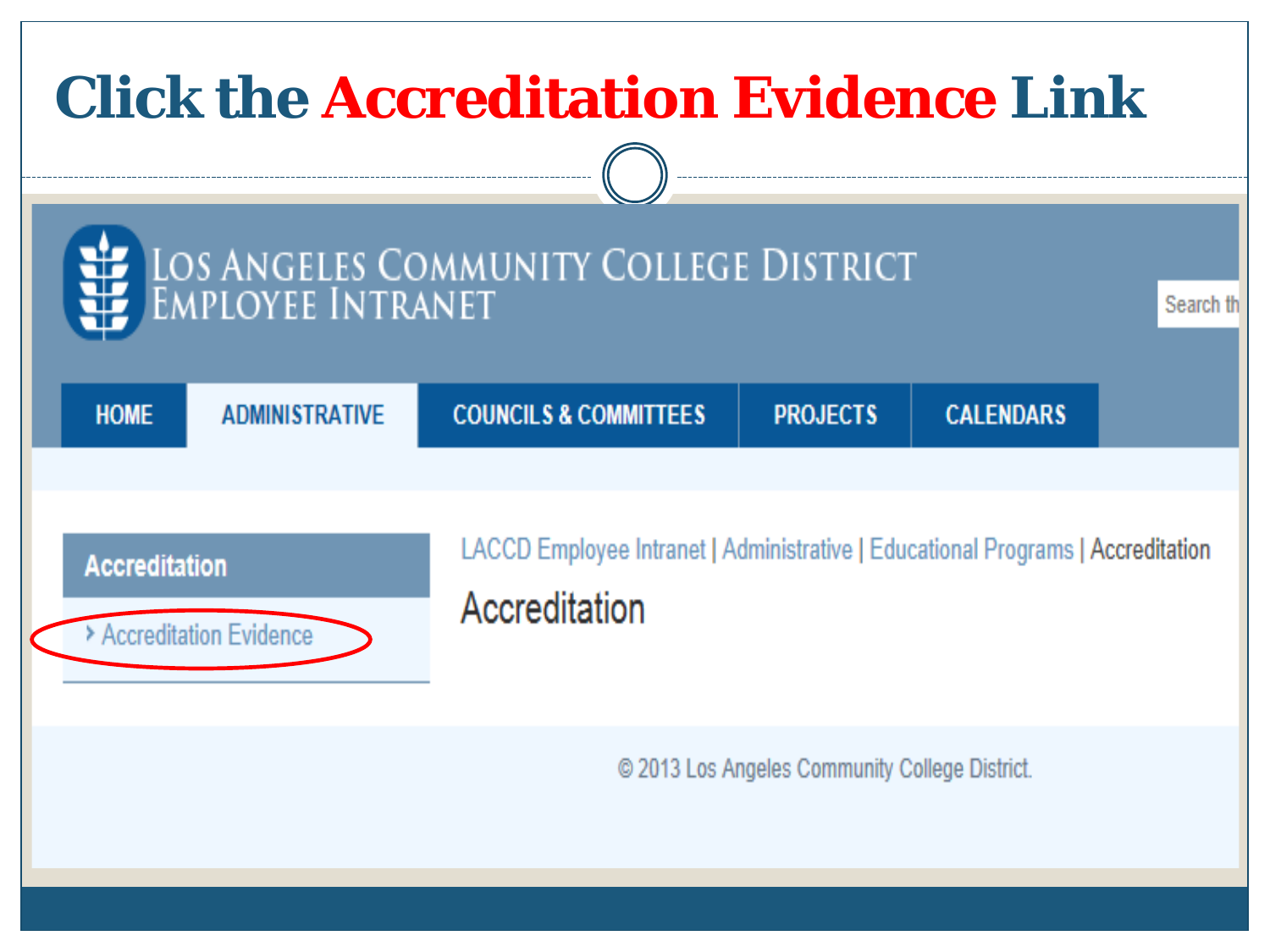# Click the Accreditation Evidence Link

LOS ANGELES COMMUNITY COLLEGE DISTRICT
EMPLOYEE INTRANET

Search th

HOME | ADMINISTRATIVE | COUNCILS & COMMITTEES | PROJECTS | CALENDARS

**Accreditation**

› Accreditation Evidence

LACCD Employee Intranet | Administrative | Educational Programs | Accreditation

## Accreditation

© 2013 Los Angeles Community College District.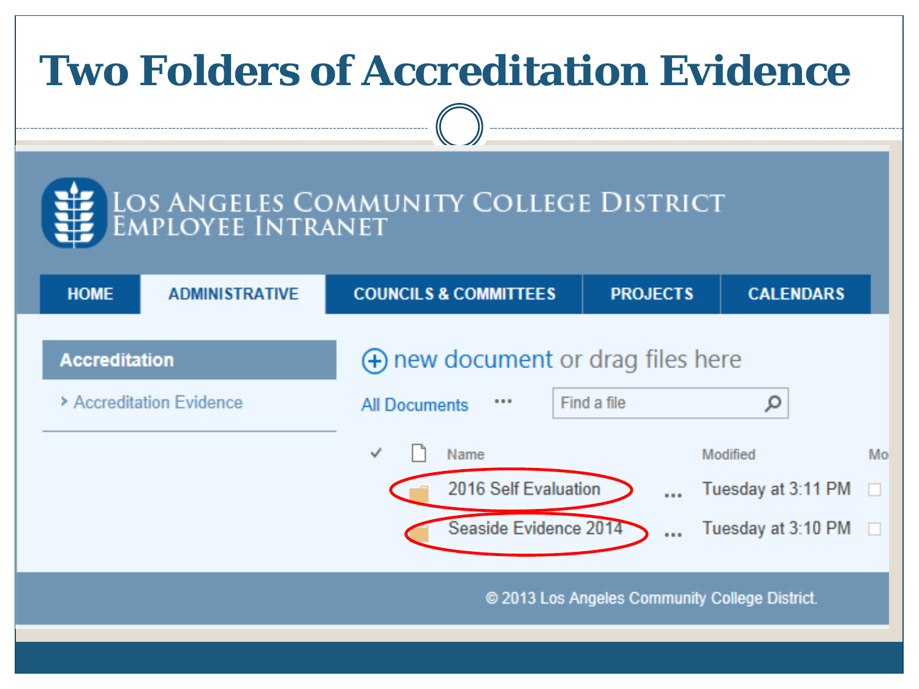# Two Folders of Accreditation Evidence

LOS ANGELES COMMUNITY COLLEGE DISTRICT
EMPLOYEE INTRANET

HOME | ADMINISTRATIVE | COUNCILS & COMMITTEES | PROJECTS | CALENDARS

**Accreditation**

› Accreditation Evidence

⊕ new document or drag files here

All Documents ··· Find a file

| Name | | Modified |
|---|---|---|
| 2016 Self Evaluation | ... | Tuesday at 3:11 PM |
| Seaside Evidence 2014 | ... | Tuesday at 3:10 PM |

© 2013 Los Angeles Community College District.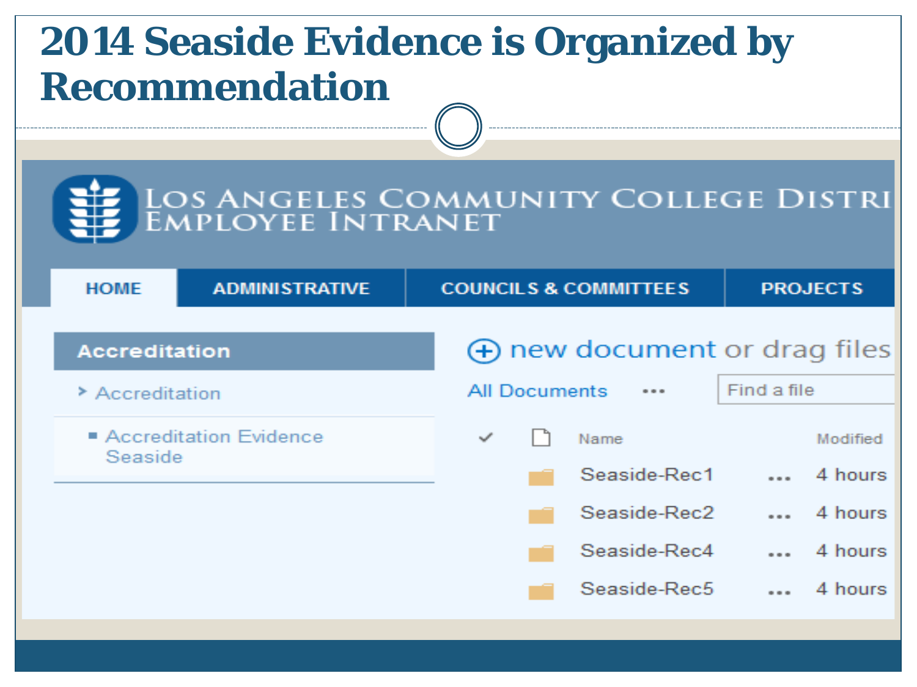# 2014 Seaside Evidence is Organized by Recommendation

LOS ANGELES COMMUNITY COLLEGE DISTRI
EMPLOYEE INTRANET

HOME | ADMINISTRATIVE | COUNCILS & COMMITTEES | PROJECTS

**Accreditation**

- Accreditation
  - Accreditation Evidence Seaside

new document or drag files

All Documents ••• Find a file

| ✓ | | Name | | Modified |
|---|---|---|---|---|
| | | Seaside-Rec1 | ••• | 4 hours |
| | | Seaside-Rec2 | ••• | 4 hours |
| | | Seaside-Rec4 | ••• | 4 hours |
| | | Seaside-Rec5 | ••• | 4 hours |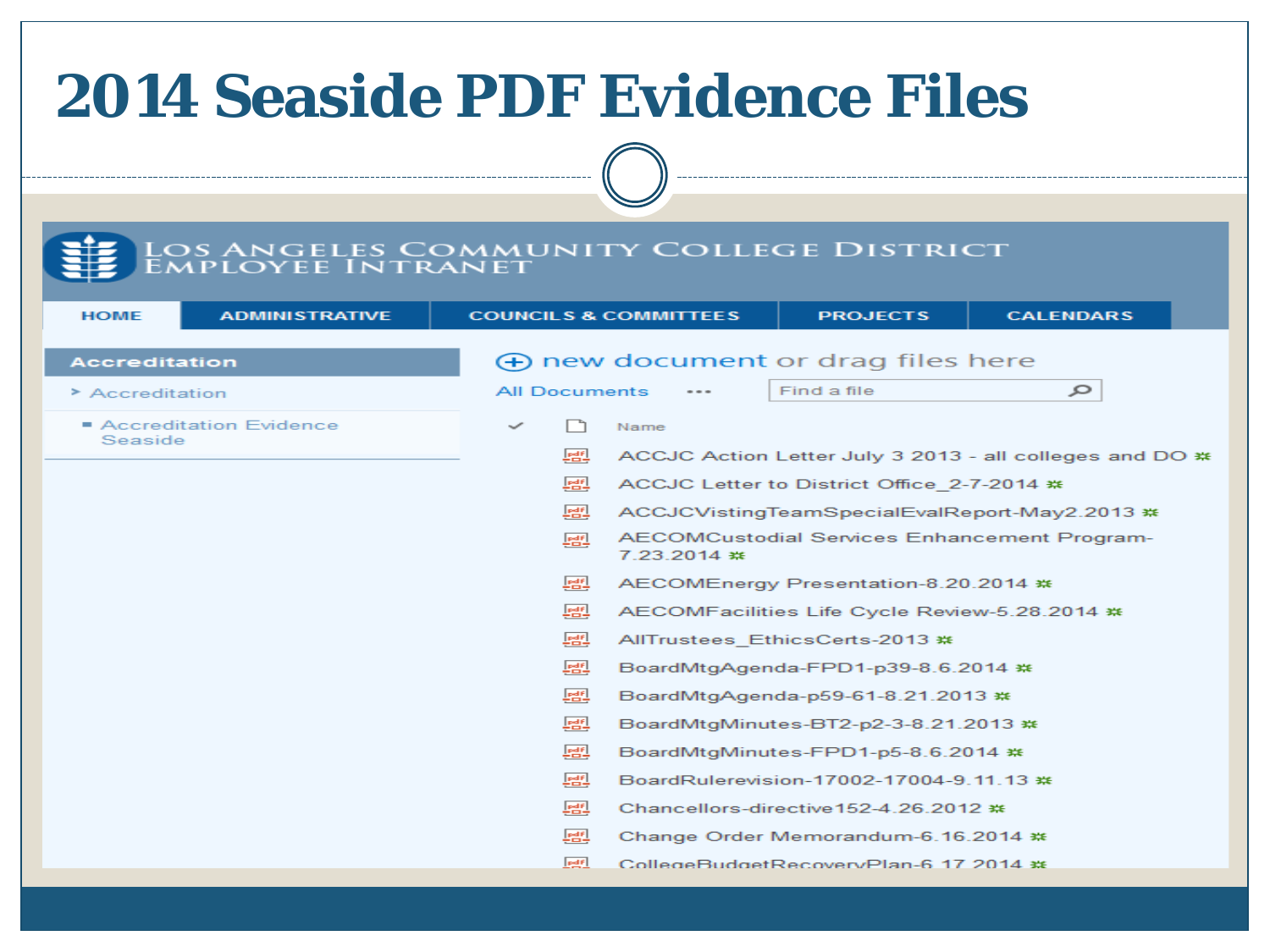# 2014 Seaside PDF Evidence Files

LOS ANGELES COMMUNITY COLLEGE DISTRICT
EMPLOYEE INTRANET

HOME | ADMINISTRATIVE | COUNCILS & COMMITTEES | PROJECTS | CALENDARS

**Accreditation**

- Accreditation
  - Accreditation Evidence Seaside

new document or drag files here

All Documents ... Find a file

Name

- ACCJC Action Letter July 3 2013 - all colleges and DO
- ACCJC Letter to District Office_2-7-2014
- ACCJCVistingTeamSpecialEvalReport-May2.2013
- AECOMCustodial Services Enhancement Program-7.23.2014
- AECOMEnergy Presentation-8.20.2014
- AECOMFacilities Life Cycle Review-5.28.2014
- AllTrustees_EthicsCerts-2013
- BoardMtgAgenda-FPD1-p39-8.6.2014
- BoardMtgAgenda-p59-61-8.21.2013
- BoardMtgMinutes-BT2-p2-3-8.21.2013
- BoardMtgMinutes-FPD1-p5-8.6.2014
- BoardRulerevision-17002-17004-9.11.13
- Chancellors-directive152-4.26.2012
- Change Order Memorandum-6.16.2014
- CollegeBudgetRecoveryPlan-6.17.2014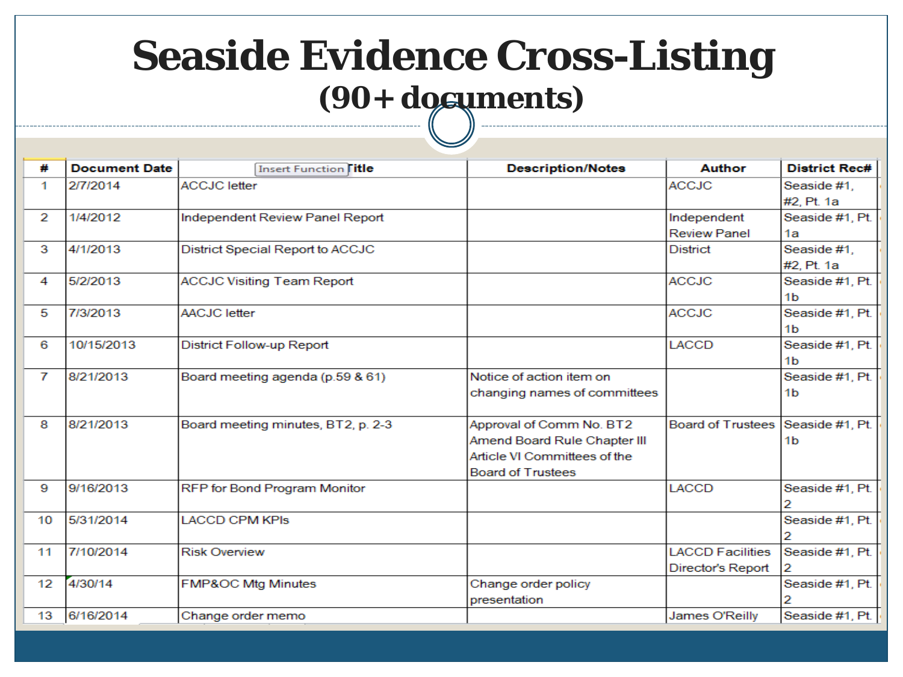# Seaside Evidence Cross-Listing

## (90+ documents)

| # | Document Date | Title | Description/Notes | Author | District Rec# |
|---|---|---|---|---|---|
| 1 | 2/7/2014 | ACCJC letter | | ACCJC | Seaside #1, #2, Pt. 1a |
| 2 | 1/4/2012 | Independent Review Panel Report | | Independent Review Panel | Seaside #1, Pt. 1a |
| 3 | 4/1/2013 | District Special Report to ACCJC | | District | Seaside #1, #2, Pt. 1a |
| 4 | 5/2/2013 | ACCJC Visiting Team Report | | ACCJC | Seaside #1, Pt. 1b |
| 5 | 7/3/2013 | AACJC letter | | ACCJC | Seaside #1, Pt. 1b |
| 6 | 10/15/2013 | District Follow-up Report | | LACCD | Seaside #1, Pt. 1b |
| 7 | 8/21/2013 | Board meeting agenda (p.59 & 61) | Notice of action item on changing names of committees | | Seaside #1, Pt. 1b |
| 8 | 8/21/2013 | Board meeting minutes, BT2, p. 2-3 | Approval of Comm No. BT2 Amend Board Rule Chapter III Article VI Committees of the Board of Trustees | Board of Trustees | Seaside #1, Pt. 1b |
| 9 | 9/16/2013 | RFP for Bond Program Monitor | | LACCD | Seaside #1, Pt. 2 |
| 10 | 5/31/2014 | LACCD CPM KPIs | | | Seaside #1, Pt. 2 |
| 11 | 7/10/2014 | Risk Overview | | LACCD Facilities Director's Report | Seaside #1, Pt. 2 |
| 12 | 4/30/14 | FMP&OC Mtg Minutes | Change order policy presentation | | Seaside #1, Pt. 2 |
| 13 | 6/16/2014 | Change order memo | | James O'Reilly | Seaside #1, Pt. |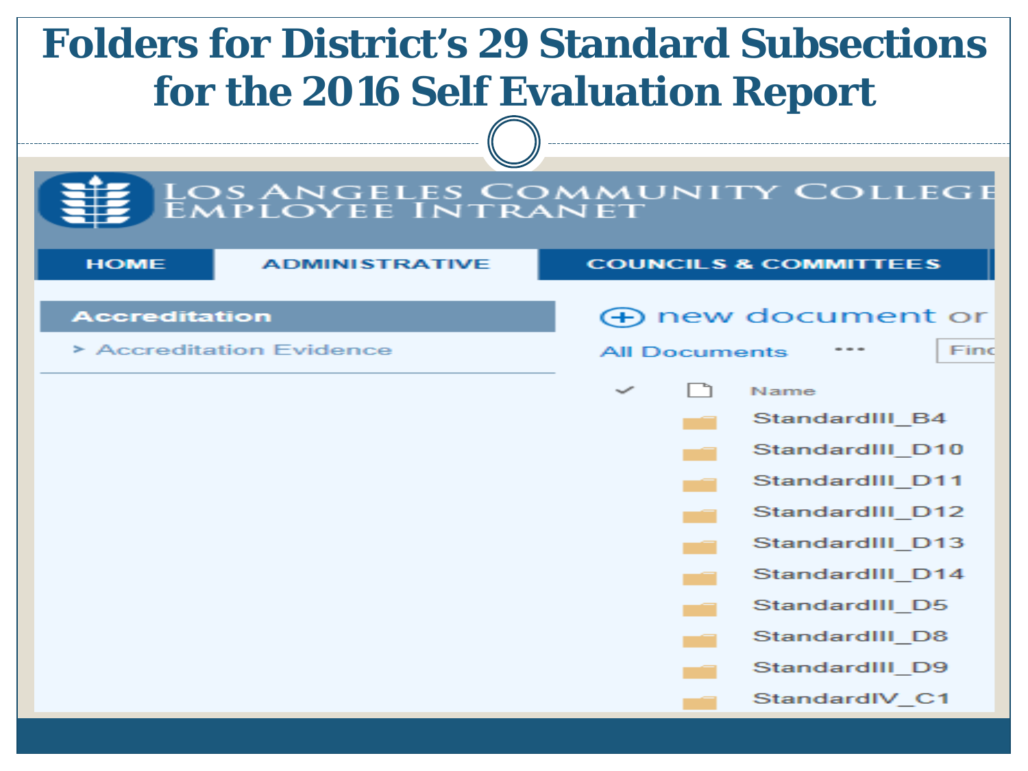# Folders for District's 29 Standard Subsections for the 2016 Self Evaluation Report

LOS ANGELES COMMUNITY COLLEGE
EMPLOYEE INTRANET

HOME | ADMINISTRATIVE | COUNCILS & COMMITTEES

**Accreditation**

> Accreditation Evidence

new document or

All Documents ··· Find

| Name |
| --- |
| StandardIII_B4 |
| StandardIII_D10 |
| StandardIII_D11 |
| StandardIII_D12 |
| StandardIII_D13 |
| StandardIII_D14 |
| StandardIII_D5 |
| StandardIII_D8 |
| StandardIII_D9 |
| StandardIV_C1 |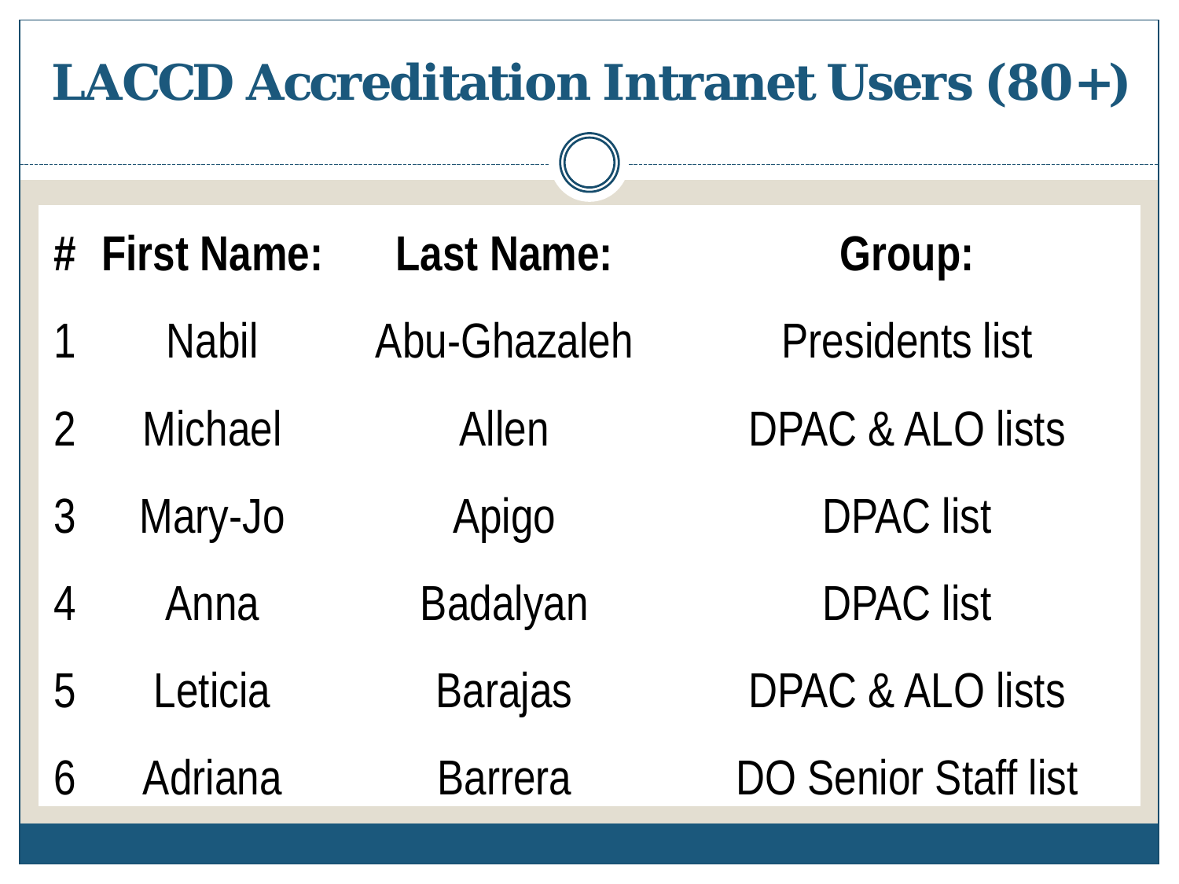# LACCD Accreditation Intranet Users (80+)

| # | First Name: | Last Name: | Group: |
|---|---|---|---|
| 1 | Nabil | Abu-Ghazaleh | Presidents list |
| 2 | Michael | Allen | DPAC & ALO lists |
| 3 | Mary-Jo | Apigo | DPAC list |
| 4 | Anna | Badalyan | DPAC list |
| 5 | Leticia | Barajas | DPAC & ALO lists |
| 6 | Adriana | Barrera | DO Senior Staff list |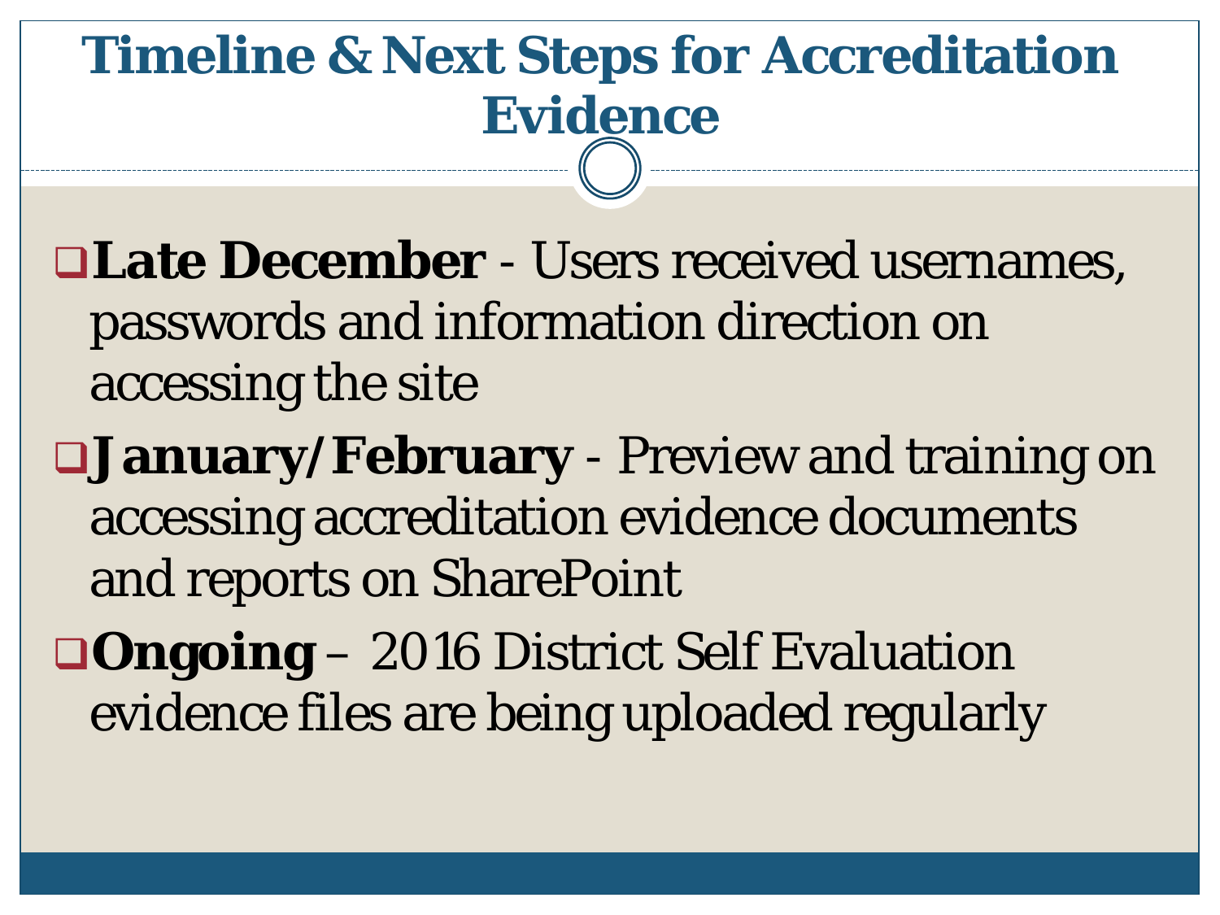# Timeline & Next Steps for Accreditation Evidence

- **Late December** - Users received usernames, passwords and information direction on accessing the site
- **January/February** - Preview and training on accessing accreditation evidence documents and reports on SharePoint
- **Ongoing** – 2016 District Self Evaluation evidence files are being uploaded regularly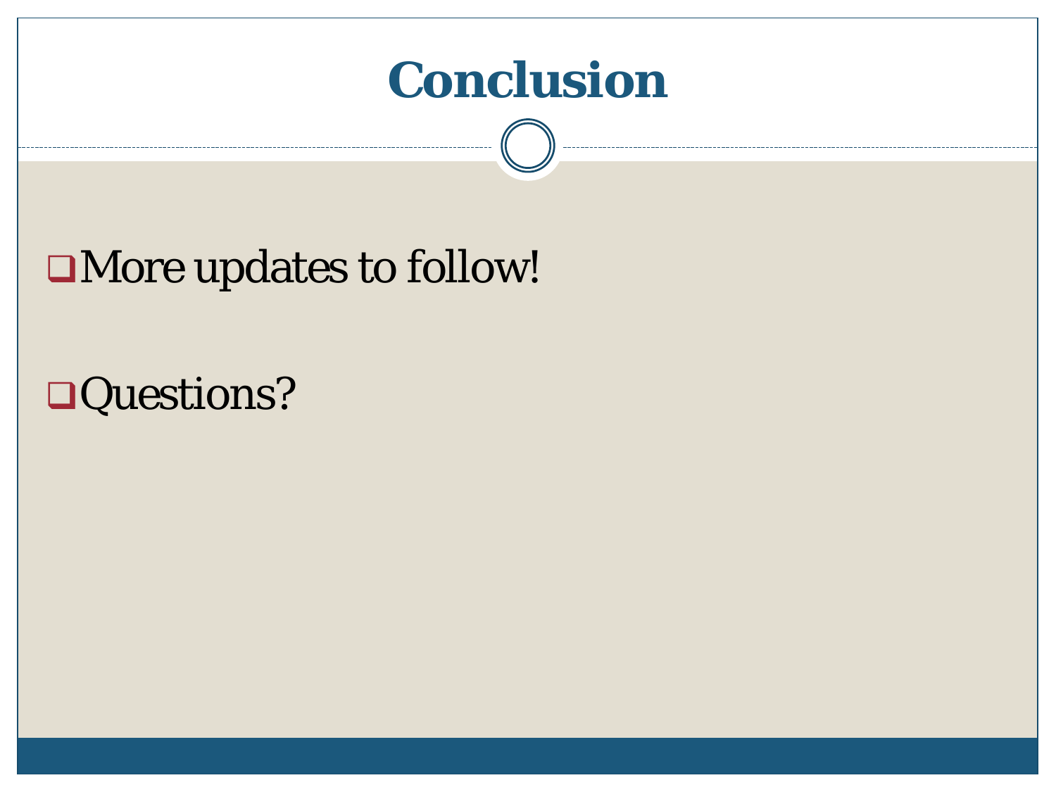# Conclusion

- More updates to follow!
- Questions?